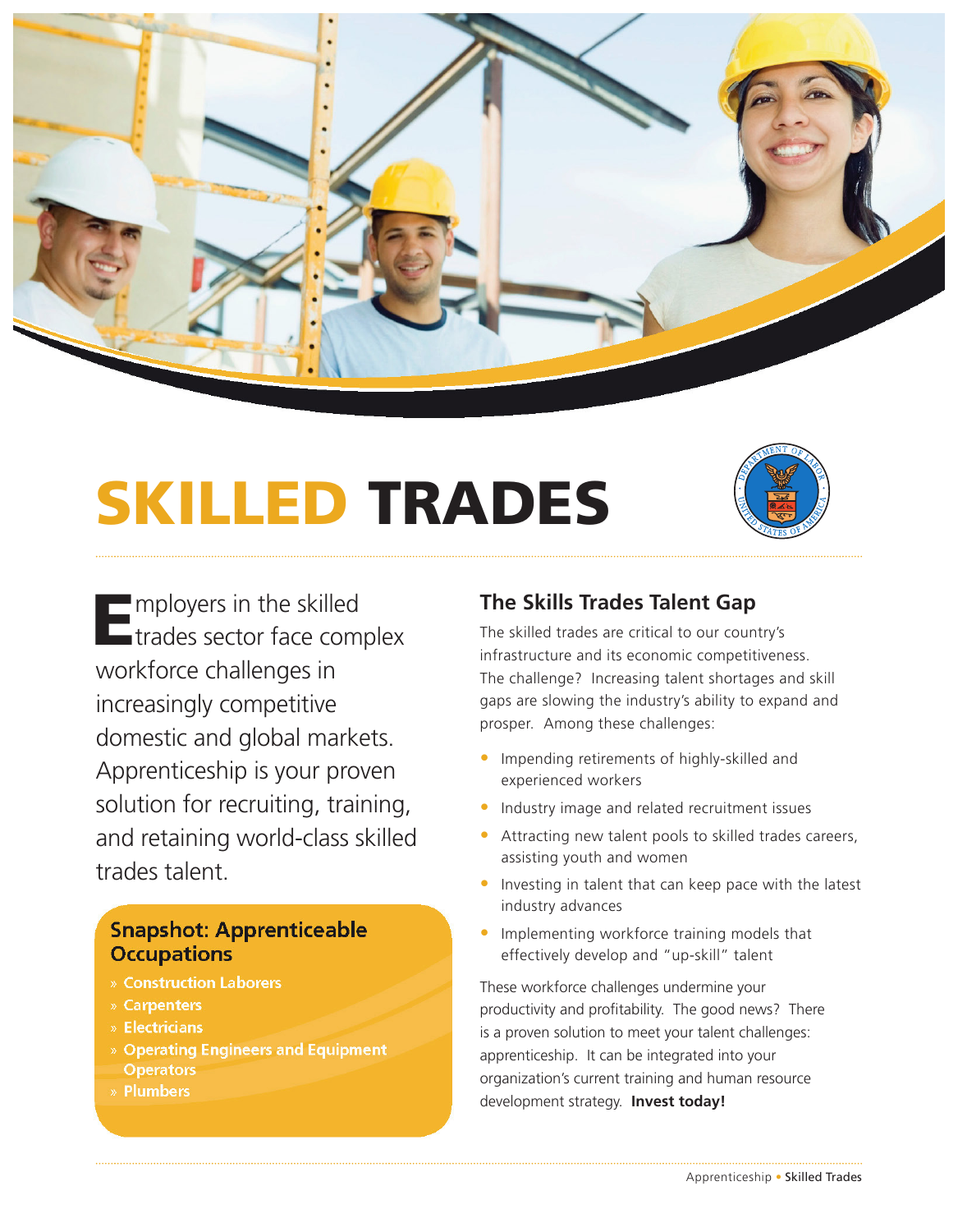# SKILLED TRADES

Employers in the skilled trades sector face complex workforce challenges in increasingly competitive domestic and global markets. Apprenticeship is your proven solution for recruiting, training, and retaining world-class skilled trades talent.

### Snapshot: Apprenticeable Occupations

- Construction Laborers
- Carpenters
- Electricians
- Operating Engineers and Equipment Operators
- Plumbers

## The Skills Trades Talent Gap

The skilled trades are critical to our country's infrastructure and its economic competitiveness. The challenge? Increasing talent shortages and skill gaps are slowing the industry's ability to expand and prosper. Among these challenges:

- Impending retirements of highly-skilled and experienced workers
- Industry image and related recruitment issues
- Attracting new talent pools to skilled trades careers, assisting youth and women
- Investing in talent that can keep pace with the latest industry advances
- Implementing workforce training models that effectively develop and "up-skill" talent

These workforce challenges undermine your productivity and profitability. The good news? There is a proven solution to meet your talent challenges: apprenticeship. It can be integrated into your organization's current training and human resource development strategy. **Invest today!**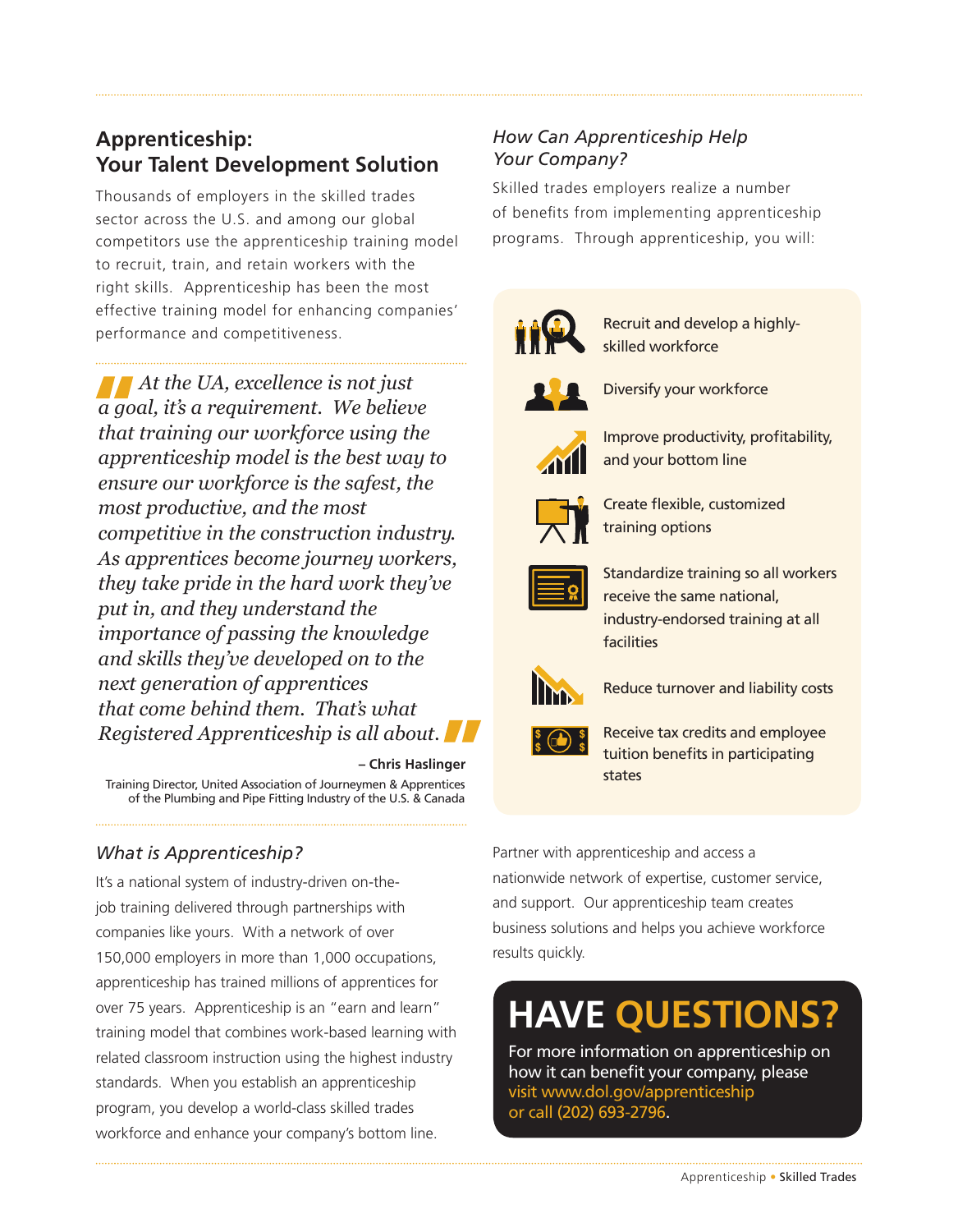## Apprenticeship: Your Talent Development Solution

Thousands of employers in the skilled trades sector across the U.S. and among our global competitors use the apprenticeship training model to recruit, train, and retain workers with the right skills. Apprenticeship has been the most effective training model for enhancing companies' performance and competitiveness.

> *At the UA, excellence is not just a goal, it's a requirement. We believe that training our workforce using the apprenticeship model is the best way to ensure our workforce is the safest, the most productive, and the most competitive in the construction industry. As apprentices become journey workers, they take pride in the hard work they've put in, and they understand the importance of passing the knowledge and skills they've developed on to the next generation of apprentices that come behind them. That's what Registered Apprenticeship is all about.*
>
> **– Chris Haslinger**
>
> Training Director, United Association of Journeymen & Apprentices of the Plumbing and Pipe Fitting Industry of the U.S. & Canada

### *What is Apprenticeship?*

It's a national system of industry-driven on-the-job training delivered through partnerships with companies like yours. With a network of over 150,000 employers in more than 1,000 occupations, apprenticeship has trained millions of apprentices for over 75 years. Apprenticeship is an "earn and learn" training model that combines work-based learning with related classroom instruction using the highest industry standards. When you establish an apprenticeship program, you develop a world-class skilled trades workforce and enhance your company's bottom line.

### *How Can Apprenticeship Help Your Company?*

Skilled trades employers realize a number of benefits from implementing apprenticeship programs. Through apprenticeship, you will:

- Recruit and develop a highly-skilled workforce
- Diversify your workforce
- Improve productivity, profitability, and your bottom line
- Create flexible, customized training options
- Standardize training so all workers receive the same national, industry-endorsed training at all facilities
- Reduce turnover and liability costs
- Receive tax credits and employee tuition benefits in participating states

Partner with apprenticeship and access a nationwide network of expertise, customer service, and support. Our apprenticeship team creates business solutions and helps you achieve workforce results quickly.

## HAVE QUESTIONS?

For more information on apprenticeship on how it can benefit your company, please visit www.dol.gov/apprenticeship or call (202) 693-2796.